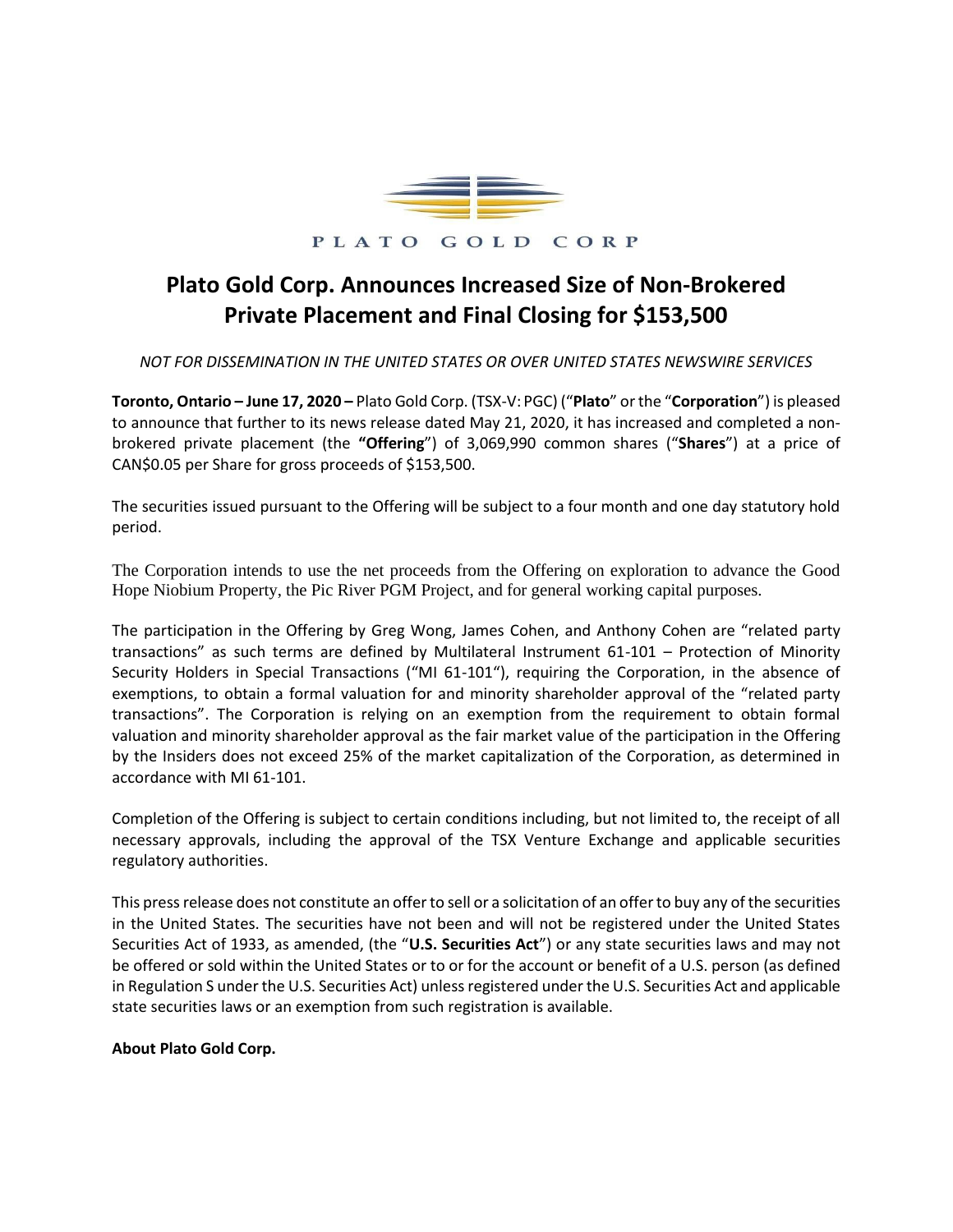PLATO GOLD CORP

# Plato Gold Corp. Announces Increased Size of Non-Brokered Private Placement and Final Closing for $153,500

*NOT FOR DISSEMINATION IN THE UNITED STATES OR OVER UNITED STATES NEWSWIRE SERVICES*

**Toronto, Ontario – June 17, 2020 –** Plato Gold Corp. (TSX-V: PGC) ("**Plato**" or the "**Corporation**") is pleased to announce that further to its news release dated May 21, 2020, it has increased and completed a non-brokered private placement (the **"Offering**") of 3,069,990 common shares ("**Shares**") at a price of CAN$0.05 per Share for gross proceeds of $153,500.

The securities issued pursuant to the Offering will be subject to a four month and one day statutory hold period.

The Corporation intends to use the net proceeds from the Offering on exploration to advance the Good Hope Niobium Property, the Pic River PGM Project, and for general working capital purposes.

The participation in the Offering by Greg Wong, James Cohen, and Anthony Cohen are "related party transactions" as such terms are defined by Multilateral Instrument 61-101 – Protection of Minority Security Holders in Special Transactions ("MI 61-101"), requiring the Corporation, in the absence of exemptions, to obtain a formal valuation for and minority shareholder approval of the "related party transactions". The Corporation is relying on an exemption from the requirement to obtain formal valuation and minority shareholder approval as the fair market value of the participation in the Offering by the Insiders does not exceed 25% of the market capitalization of the Corporation, as determined in accordance with MI 61-101.

Completion of the Offering is subject to certain conditions including, but not limited to, the receipt of all necessary approvals, including the approval of the TSX Venture Exchange and applicable securities regulatory authorities.

This press release does not constitute an offer to sell or a solicitation of an offer to buy any of the securities in the United States. The securities have not been and will not be registered under the United States Securities Act of 1933, as amended, (the "**U.S. Securities Act**") or any state securities laws and may not be offered or sold within the United States or to or for the account or benefit of a U.S. person (as defined in Regulation S under the U.S. Securities Act) unless registered under the U.S. Securities Act and applicable state securities laws or an exemption from such registration is available.

**About Plato Gold Corp.**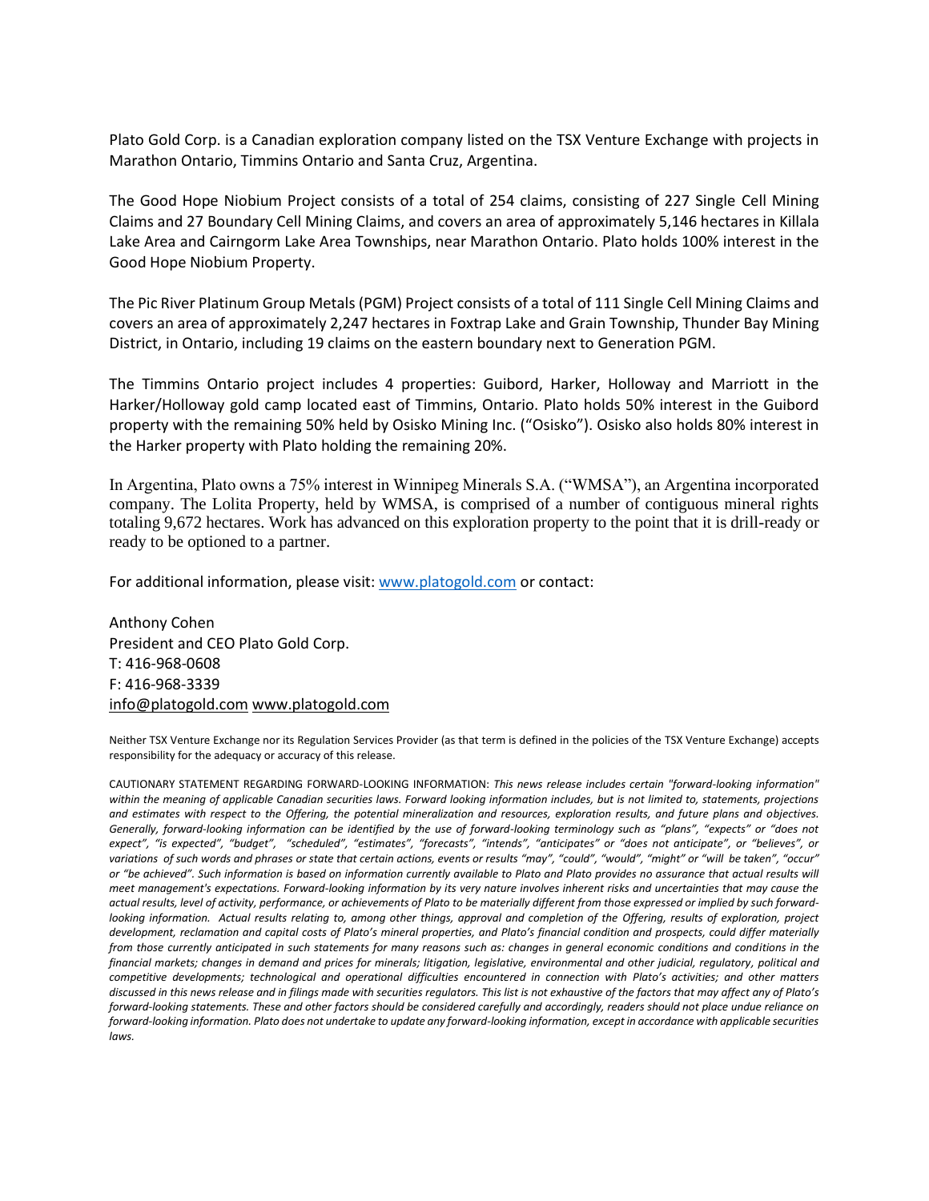Plato Gold Corp. is a Canadian exploration company listed on the TSX Venture Exchange with projects in Marathon Ontario, Timmins Ontario and Santa Cruz, Argentina.

The Good Hope Niobium Project consists of a total of 254 claims, consisting of 227 Single Cell Mining Claims and 27 Boundary Cell Mining Claims, and covers an area of approximately 5,146 hectares in Killala Lake Area and Cairngorm Lake Area Townships, near Marathon Ontario. Plato holds 100% interest in the Good Hope Niobium Property.

The Pic River Platinum Group Metals (PGM) Project consists of a total of 111 Single Cell Mining Claims and covers an area of approximately 2,247 hectares in Foxtrap Lake and Grain Township, Thunder Bay Mining District, in Ontario, including 19 claims on the eastern boundary next to Generation PGM.

The Timmins Ontario project includes 4 properties: Guibord, Harker, Holloway and Marriott in the Harker/Holloway gold camp located east of Timmins, Ontario. Plato holds 50% interest in the Guibord property with the remaining 50% held by Osisko Mining Inc. ("Osisko"). Osisko also holds 80% interest in the Harker property with Plato holding the remaining 20%.

In Argentina, Plato owns a 75% interest in Winnipeg Minerals S.A. ("WMSA"), an Argentina incorporated company. The Lolita Property, held by WMSA, is comprised of a number of contiguous mineral rights totaling 9,672 hectares. Work has advanced on this exploration property to the point that it is drill-ready or ready to be optioned to a partner.

For additional information, please visit: www.platogold.com or contact:

Anthony Cohen
President and CEO Plato Gold Corp.
T: 416-968-0608
F: 416-968-3339
info@platogold.com www.platogold.com

Neither TSX Venture Exchange nor its Regulation Services Provider (as that term is defined in the policies of the TSX Venture Exchange) accepts responsibility for the adequacy or accuracy of this release.

CAUTIONARY STATEMENT REGARDING FORWARD-LOOKING INFORMATION: *This news release includes certain "forward-looking information" within the meaning of applicable Canadian securities laws. Forward looking information includes, but is not limited to, statements, projections and estimates with respect to the Offering, the potential mineralization and resources, exploration results, and future plans and objectives. Generally, forward-looking information can be identified by the use of forward-looking terminology such as "plans", "expects" or "does not expect", "is expected", "budget", "scheduled", "estimates", "forecasts", "intends", "anticipates" or "does not anticipate", or "believes", or variations of such words and phrases or state that certain actions, events or results "may", "could", "would", "might" or "will be taken", "occur" or "be achieved". Such information is based on information currently available to Plato and Plato provides no assurance that actual results will meet management's expectations. Forward-looking information by its very nature involves inherent risks and uncertainties that may cause the actual results, level of activity, performance, or achievements of Plato to be materially different from those expressed or implied by such forward-looking information. Actual results relating to, among other things, approval and completion of the Offering, results of exploration, project development, reclamation and capital costs of Plato's mineral properties, and Plato's financial condition and prospects, could differ materially from those currently anticipated in such statements for many reasons such as: changes in general economic conditions and conditions in the financial markets; changes in demand and prices for minerals; litigation, legislative, environmental and other judicial, regulatory, political and competitive developments; technological and operational difficulties encountered in connection with Plato's activities; and other matters discussed in this news release and in filings made with securities regulators. This list is not exhaustive of the factors that may affect any of Plato's forward-looking statements. These and other factors should be considered carefully and accordingly, readers should not place undue reliance on forward-looking information. Plato does not undertake to update any forward-looking information, except in accordance with applicable securities laws.*